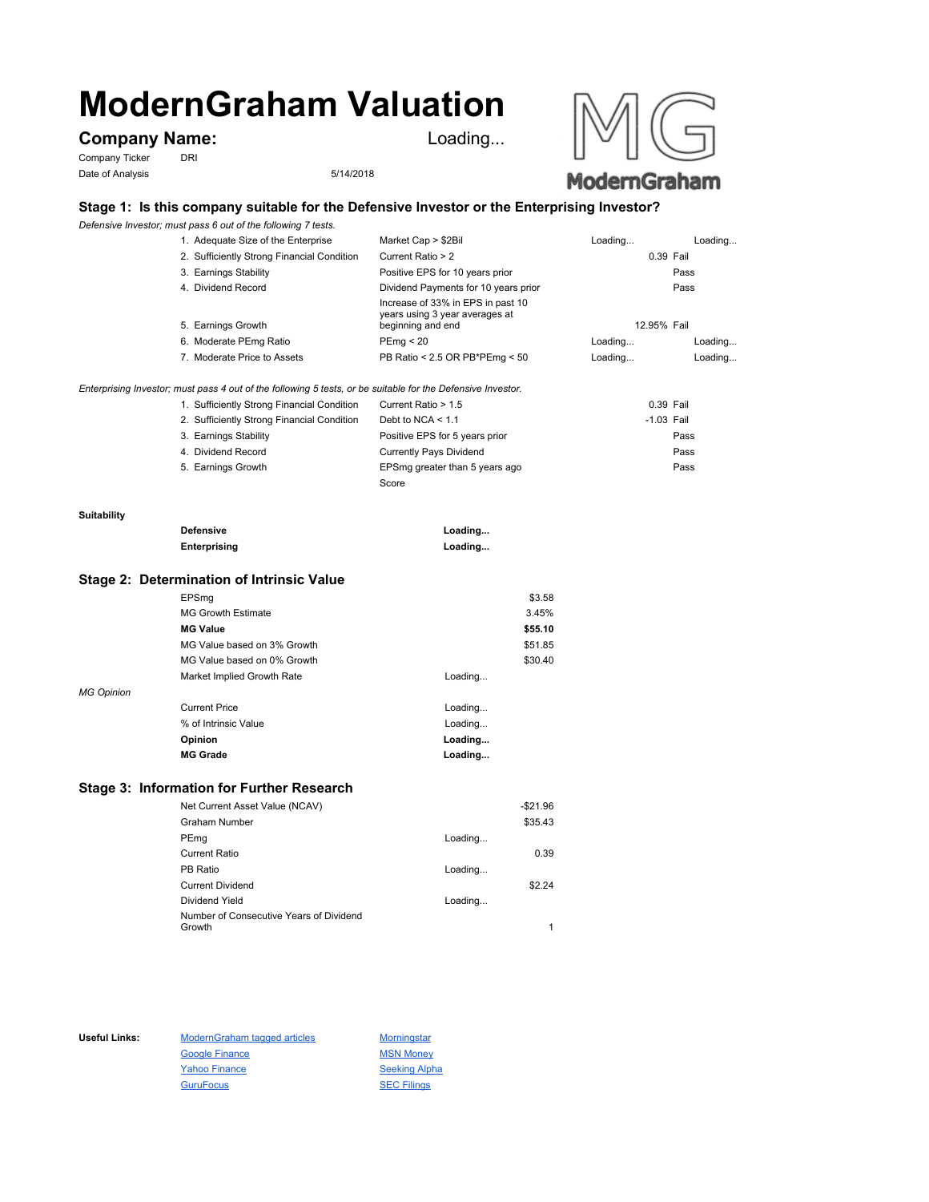# ModernGraham Valuation

## Company Name: Loading...

Company Ticker DRI

Date of Analysis 5/14/2018

### Stage 1: Is this company suitable for the Defensive Investor or the Enterprising Investor?

*Defensive Investor; must pass 6 out of the following 7 tests.*

| Test | Criterion | Value | Result |
|---|---|---|---|
| 1. Adequate Size of the Enterprise | Market Cap > $2Bil | Loading... | Loading... |
| 2. Sufficiently Strong Financial Condition | Current Ratio > 2 | 0.39 | Fail |
| 3. Earnings Stability | Positive EPS for 10 years prior | | Pass |
| 4. Dividend Record | Dividend Payments for 10 years prior | | Pass |
| 5. Earnings Growth | Increase of 33% in EPS in past 10 years using 3 year averages at beginning and end | 12.95% | Fail |
| 6. Moderate PEmg Ratio | PEmg < 20 | Loading... | Loading... |
| 7. Moderate Price to Assets | PB Ratio < 2.5 OR PB*PEmg < 50 | Loading... | Loading... |

*Enterprising Investor; must pass 4 out of the following 5 tests, or be suitable for the Defensive Investor.*

| Test | Criterion | Value | Result |
|---|---|---|---|
| 1. Sufficiently Strong Financial Condition | Current Ratio > 1.5 | 0.39 | Fail |
| 2. Sufficiently Strong Financial Condition | Debt to NCA < 1.1 | -1.03 | Fail |
| 3. Earnings Stability | Positive EPS for 5 years prior | | Pass |
| 4. Dividend Record | Currently Pays Dividend | | Pass |
| 5. Earnings Growth | EPSmg greater than 5 years ago | | Pass |
| | Score | | |

**Suitability**

| | |
|---|---|
| **Defensive** | **Loading...** |
| **Enterprising** | **Loading...** |

### Stage 2: Determination of Intrinsic Value

| | | |
|---|---|---|
| EPSmg | | $3.58 |
| MG Growth Estimate | | 3.45% |
| **MG Value** | | **$55.10** |
| MG Value based on 3% Growth | | $51.85 |
| MG Value based on 0% Growth | | $30.40 |
| Market Implied Growth Rate | Loading... | |

*MG Opinion*

| | |
|---|---|
| Current Price | Loading... |
| % of Intrinsic Value | Loading... |
| **Opinion** | **Loading...** |
| **MG Grade** | **Loading...** |

### Stage 3: Information for Further Research

| | | |
|---|---|---|
| Net Current Asset Value (NCAV) | | -$21.96 |
| Graham Number | | $35.43 |
| PEmg | Loading... | |
| Current Ratio | | 0.39 |
| PB Ratio | Loading... | |
| Current Dividend | | $2.24 |
| Dividend Yield | Loading... | |
| Number of Consecutive Years of Dividend Growth | | 1 |

**Useful Links:**

- ModernGraham tagged articles
- Google Finance
- Yahoo Finance
- GuruFocus
- Morningstar
- MSN Money
- Seeking Alpha
- SEC Filings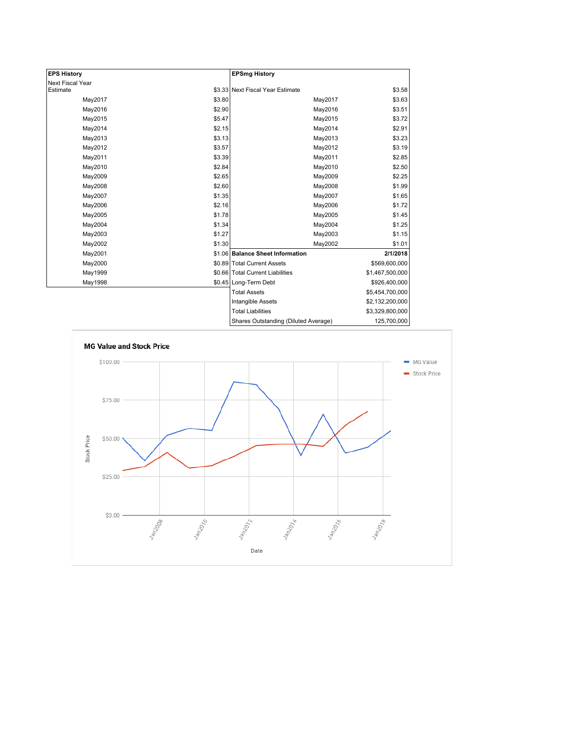| EPS History | | EPSmg History | |
|---|---|---|---|
| Next Fiscal Year Estimate | $3.33 | Next Fiscal Year Estimate | $3.58 |
| May2017 | $3.80 | May2017 | $3.63 |
| May2016 | $2.90 | May2016 | $3.51 |
| May2015 | $5.47 | May2015 | $3.72 |
| May2014 | $2.15 | May2014 | $2.91 |
| May2013 | $3.13 | May2013 | $3.23 |
| May2012 | $3.57 | May2012 | $3.19 |
| May2011 | $3.39 | May2011 | $2.85 |
| May2010 | $2.84 | May2010 | $2.50 |
| May2009 | $2.65 | May2009 | $2.25 |
| May2008 | $2.60 | May2008 | $1.99 |
| May2007 | $1.35 | May2007 | $1.65 |
| May2006 | $2.16 | May2006 | $1.72 |
| May2005 | $1.78 | May2005 | $1.45 |
| May2004 | $1.34 | May2004 | $1.25 |
| May2003 | $1.27 | May2003 | $1.15 |
| May2002 | $1.30 | May2002 | $1.01 |
| May2001 | $1.06 | **Balance Sheet Information** | **2/1/2018** |
| May2000 | $0.89 | Total Current Assets | $569,600,000 |
| May1999 | $0.66 | Total Current Liabilities | $1,467,500,000 |
| May1998 | $0.45 | Long-Term Debt | $926,400,000 |
| | | Total Assets | $5,454,700,000 |
| | | Intangible Assets | $2,132,200,000 |
| | | Total Liabilities | $3,329,800,000 |
| | | Shares Outstanding (Diluted Average) | 125,700,000 |

**MG Value and Stock Price**

Legend: MG Value; Stock Price

Y-axis: Stock Price ($0.00, $25.00, $50.00, $75.00, $100.00)

X-axis: Date (Jan2008, Jan2010, Jan2012, Jan2014, Jan2016, Jan2018)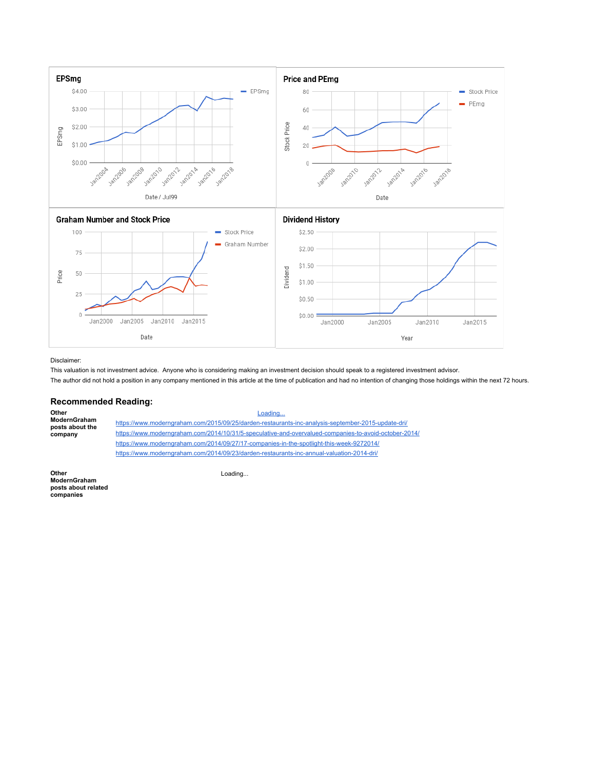**EPSmg**

$4.00
$3.00
$2.00
$1.00
$0.00

EPSmg

Jan2004 Jan2006 Jan2008 Jan2010 Jan2012 Jan2014 Jan2016 Jan2018

Date / Jul99

**Price and PEmg**

80
60
40
20
0

Stock Price
PEmg

Stock Price

Jan2008 Jan2010 Jan2012 Jan2014 Jan2016 Jan2018

Date

**Graham Number and Stock Price**

100
75
50
25
0

Stock Price
Graham Number

Price

Jan2000 Jan2005 Jan2010 Jan2015

Date

**Dividend History**

$2.50
$2.00
$1.50
$1.00
$0.50
$0.00

Dividend

Jan2000 Jan2005 Jan2010 Jan2015

Year

Disclaimer:

This valuation is not investment advice. Anyone who is considering making an investment decision should speak to a registered investment advisor.

The author did not hold a position in any company mentioned in this article at the time of publication and had no intention of changing those holdings within the next 72 hours.

## Recommended Reading:

**Other ModernGraham posts about the company**

Loading...

https://www.moderngraham.com/2015/09/25/darden-restaurants-inc-analysis-september-2015-update-dri/

https://www.moderngraham.com/2014/10/31/5-speculative-and-overvalued-companies-to-avoid-october-2014/

https://www.moderngraham.com/2014/09/27/17-companies-in-the-spotlight-this-week-9272014/

https://www.moderngraham.com/2014/09/23/darden-restaurants-inc-annual-valuation-2014-dri/

**Other ModernGraham posts about related companies**

Loading...